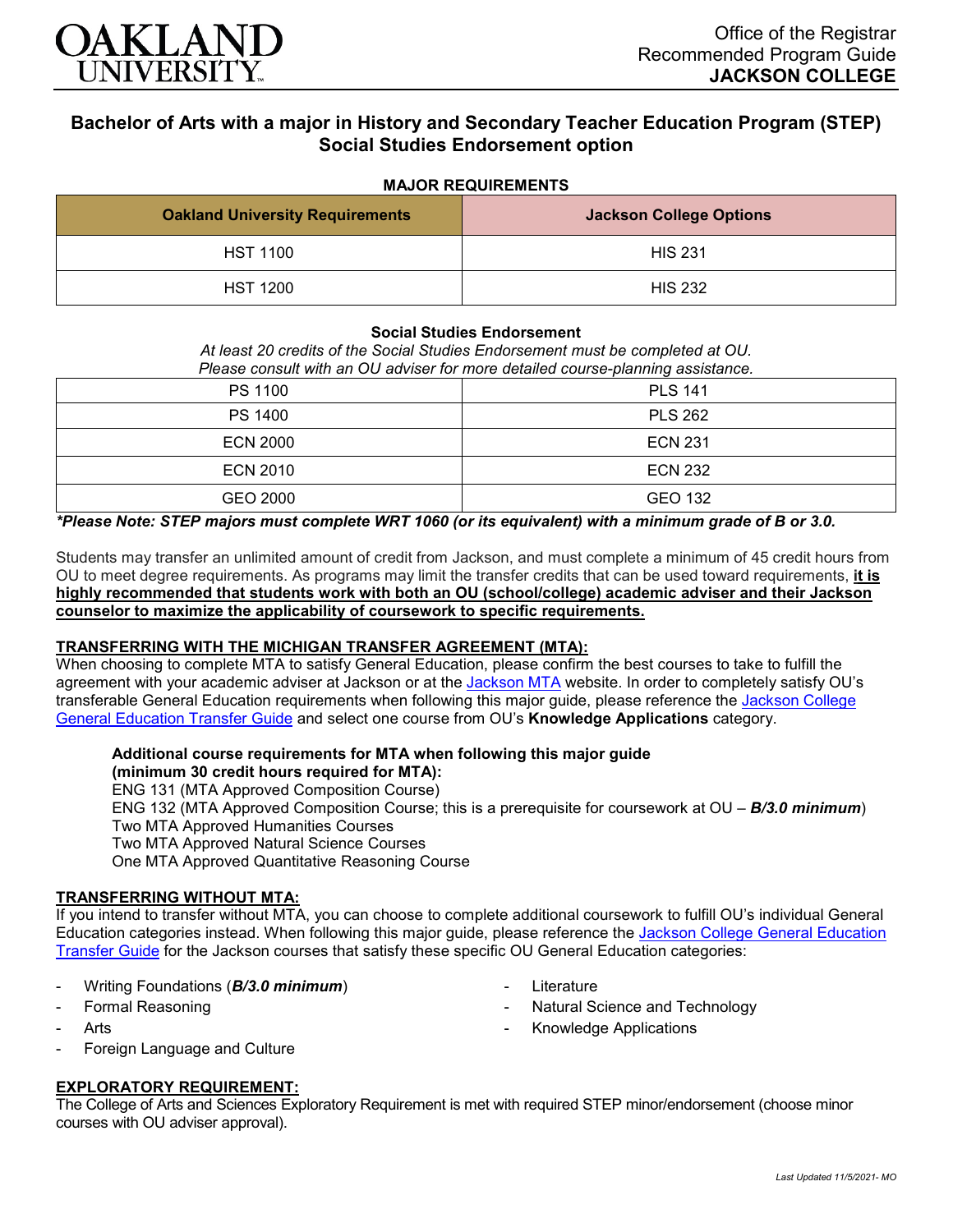Office of the Registrar
Recommended Program Guide
**JACKSON COLLEGE**

# Bachelor of Arts with a major in History and Secondary Teacher Education Program (STEP) Social Studies Endorsement option

### MAJOR REQUIREMENTS

| Oakland University Requirements | Jackson College Options |
|---|---|
| HST 1100 | HIS 231 |
| HST 1200 | HIS 232 |

### Social Studies Endorsement

*At least 20 credits of the Social Studies Endorsement must be completed at OU.*
*Please consult with an OU adviser for more detailed course-planning assistance.*

| Oakland University Requirements | Jackson College Options |
|---|---|
| PS 1100 | PLS 141 |
| PS 1400 | PLS 262 |
| ECN 2000 | ECN 231 |
| ECN 2010 | ECN 232 |
| GEO 2000 | GEO 132 |

***Please Note: STEP majors must complete WRT 1060 (or its equivalent) with a minimum grade of B or 3.0.**

Students may transfer an unlimited amount of credit from Jackson, and must complete a minimum of 45 credit hours from OU to meet degree requirements. As programs may limit the transfer credits that can be used toward requirements, **it is highly recommended that students work with both an OU (school/college) academic adviser and their Jackson counselor to maximize the applicability of coursework to specific requirements.**

### TRANSFERRING WITH THE MICHIGAN TRANSFER AGREEMENT (MTA):

When choosing to complete MTA to satisfy General Education, please confirm the best courses to take to fulfill the agreement with your academic adviser at Jackson or at the Jackson MTA website. In order to completely satisfy OU's transferable General Education requirements when following this major guide, please reference the Jackson College General Education Transfer Guide and select one course from OU's **Knowledge Applications** category.

**Additional course requirements for MTA when following this major guide (minimum 30 credit hours required for MTA):**
ENG 131 (MTA Approved Composition Course)
ENG 132 (MTA Approved Composition Course; this is a prerequisite for coursework at OU – ***B/3.0 minimum***)
Two MTA Approved Humanities Courses
Two MTA Approved Natural Science Courses
One MTA Approved Quantitative Reasoning Course

### TRANSFERRING WITHOUT MTA:

If you intend to transfer without MTA, you can choose to complete additional coursework to fulfill OU's individual General Education categories instead. When following this major guide, please reference the Jackson College General Education Transfer Guide for the Jackson courses that satisfy these specific OU General Education categories:

- Writing Foundations (***B/3.0 minimum***)
- Formal Reasoning
- Arts
- Foreign Language and Culture
- Literature
- Natural Science and Technology
- Knowledge Applications

### EXPLORATORY REQUIREMENT:

The College of Arts and Sciences Exploratory Requirement is met with required STEP minor/endorsement (choose minor courses with OU adviser approval).

*Last Updated 11/5/2021- MO*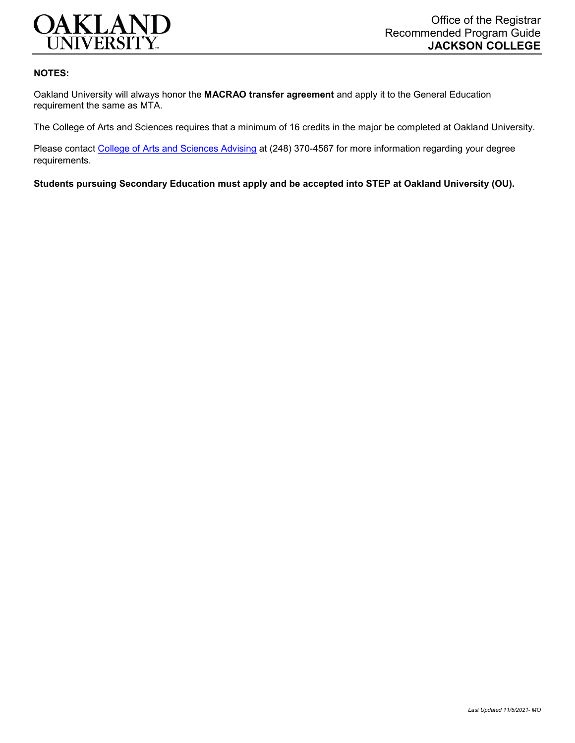**NOTES:**

Oakland University will always honor the **MACRAO transfer agreement** and apply it to the General Education requirement the same as MTA.

The College of Arts and Sciences requires that a minimum of 16 credits in the major be completed at Oakland University.

Please contact College of Arts and Sciences Advising at (248) 370-4567 for more information regarding your degree requirements.

**Students pursuing Secondary Education must apply and be accepted into STEP at Oakland University (OU).**

*Last Updated 11/5/2021- MO*